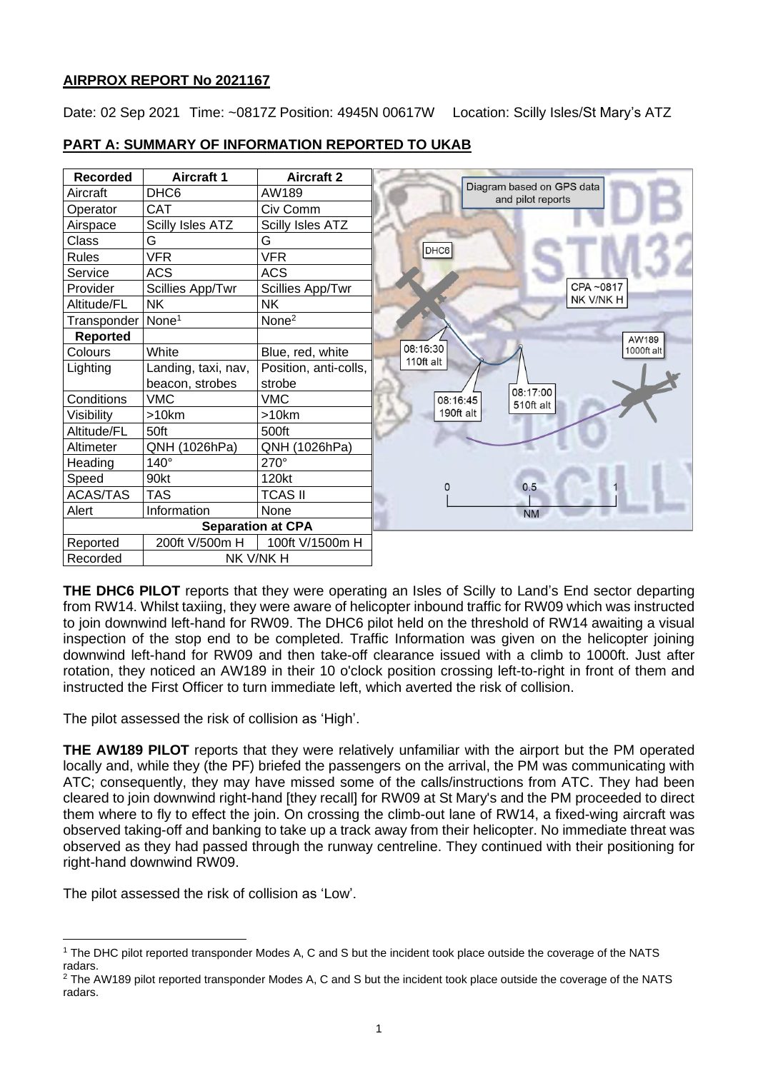# AIRPROX REPORT No 2021167

Date: 02 Sep 2021 Time: ~0817Z Position: 4945N 00617W Location: Scilly Isles/St Mary's ATZ

## PART A: SUMMARY OF INFORMATION REPORTED TO UKAB

| Recorded | Aircraft 1 | Aircraft 2 |
|---|---|---|
| Aircraft | DHC6 | AW189 |
| Operator | CAT | Civ Comm |
| Airspace | Scilly Isles ATZ | Scilly Isles ATZ |
| Class | G | G |
| Rules | VFR | VFR |
| Service | ACS | ACS |
| Provider | Scillies App/Twr | Scillies App/Twr |
| Altitude/FL | NK | NK |
| Transponder | None[1] | None[2] |
| **Reported** | | |
| Colours | White | Blue, red, white |
| Lighting | Landing, taxi, nav, beacon, strobes | Position, anti-colls, strobe |
| Conditions | VMC | VMC |
| Visibility | >10km | >10km |
| Altitude/FL | 50ft | 500ft |
| Altimeter | QNH (1026hPa) | QNH (1026hPa) |
| Heading | 140° | 270° |
| Speed | 90kt | 120kt |
| ACAS/TAS | TAS | TCAS II |
| Alert | Information | None |
| **Separation at CPA** | | |
| Reported | 200ft V/500m H | 100ft V/1500m H |
| Recorded | NK V/NK H | |

Diagram based on GPS data and pilot reports

**THE DHC6 PILOT** reports that they were operating an Isles of Scilly to Land's End sector departing from RW14. Whilst taxiing, they were aware of helicopter inbound traffic for RW09 which was instructed to join downwind left-hand for RW09. The DHC6 pilot held on the threshold of RW14 awaiting a visual inspection of the stop end to be completed. Traffic Information was given on the helicopter joining downwind left-hand for RW09 and then take-off clearance issued with a climb to 1000ft. Just after rotation, they noticed an AW189 in their 10 o'clock position crossing left-to-right in front of them and instructed the First Officer to turn immediate left, which averted the risk of collision.

The pilot assessed the risk of collision as 'High'.

**THE AW189 PILOT** reports that they were relatively unfamiliar with the airport but the PM operated locally and, while they (the PF) briefed the passengers on the arrival, the PM was communicating with ATC; consequently, they may have missed some of the calls/instructions from ATC. They had been cleared to join downwind right-hand [they recall] for RW09 at St Mary's and the PM proceeded to direct them where to fly to effect the join. On crossing the climb-out lane of RW14, a fixed-wing aircraft was observed taking-off and banking to take up a track away from their helicopter. No immediate threat was observed as they had passed through the runway centreline. They continued with their positioning for right-hand downwind RW09.

The pilot assessed the risk of collision as 'Low'.

[1] The DHC pilot reported transponder Modes A, C and S but the incident took place outside the coverage of the NATS radars.

[2] The AW189 pilot reported transponder Modes A, C and S but the incident took place outside the coverage of the NATS radars.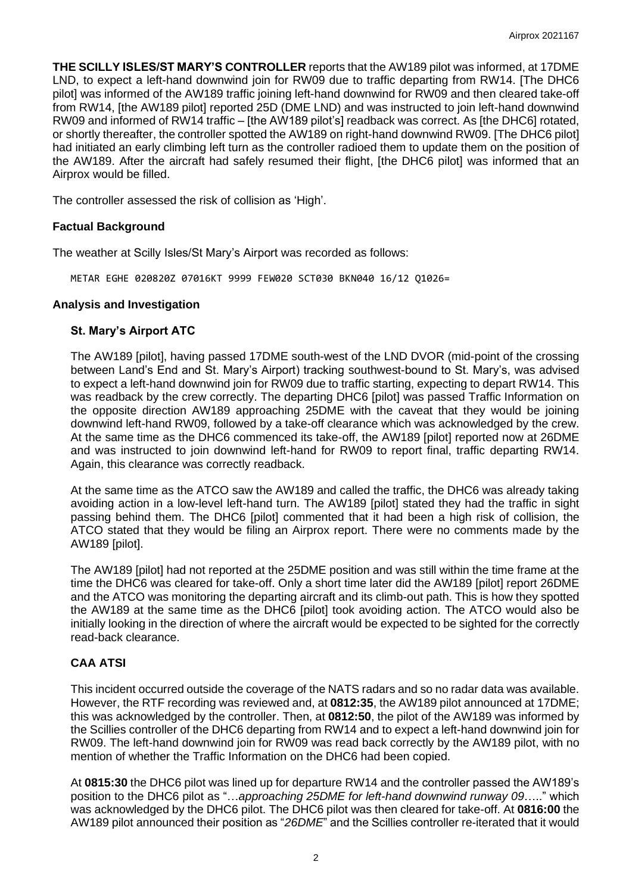**THE SCILLY ISLES/ST MARY'S CONTROLLER** reports that the AW189 pilot was informed, at 17DME LND, to expect a left-hand downwind join for RW09 due to traffic departing from RW14. [The DHC6 pilot] was informed of the AW189 traffic joining left-hand downwind for RW09 and then cleared take-off from RW14, [the AW189 pilot] reported 25D (DME LND) and was instructed to join left-hand downwind RW09 and informed of RW14 traffic – [the AW189 pilot's] readback was correct. As [the DHC6] rotated, or shortly thereafter, the controller spotted the AW189 on right-hand downwind RW09. [The DHC6 pilot] had initiated an early climbing left turn as the controller radioed them to update them on the position of the AW189. After the aircraft had safely resumed their flight, [the DHC6 pilot] was informed that an Airprox would be filled.

The controller assessed the risk of collision as 'High'.

### Factual Background

The weather at Scilly Isles/St Mary's Airport was recorded as follows:

```
METAR EGHE 020820Z 07016KT 9999 FEW020 SCT030 BKN040 16/12 Q1026=
```

### Analysis and Investigation

#### St. Mary's Airport ATC

The AW189 [pilot], having passed 17DME south-west of the LND DVOR (mid-point of the crossing between Land's End and St. Mary's Airport) tracking southwest-bound to St. Mary's, was advised to expect a left-hand downwind join for RW09 due to traffic starting, expecting to depart RW14. This was readback by the crew correctly. The departing DHC6 [pilot] was passed Traffic Information on the opposite direction AW189 approaching 25DME with the caveat that they would be joining downwind left-hand RW09, followed by a take-off clearance which was acknowledged by the crew. At the same time as the DHC6 commenced its take-off, the AW189 [pilot] reported now at 26DME and was instructed to join downwind left-hand for RW09 to report final, traffic departing RW14. Again, this clearance was correctly readback.

At the same time as the ATCO saw the AW189 and called the traffic, the DHC6 was already taking avoiding action in a low-level left-hand turn. The AW189 [pilot] stated they had the traffic in sight passing behind them. The DHC6 [pilot] commented that it had been a high risk of collision, the ATCO stated that they would be filing an Airprox report. There were no comments made by the AW189 [pilot].

The AW189 [pilot] had not reported at the 25DME position and was still within the time frame at the time the DHC6 was cleared for take-off. Only a short time later did the AW189 [pilot] report 26DME and the ATCO was monitoring the departing aircraft and its climb-out path. This is how they spotted the AW189 at the same time as the DHC6 [pilot] took avoiding action. The ATCO would also be initially looking in the direction of where the aircraft would be expected to be sighted for the correctly read-back clearance.

#### CAA ATSI

This incident occurred outside the coverage of the NATS radars and so no radar data was available. However, the RTF recording was reviewed and, at **0812:35**, the AW189 pilot announced at 17DME; this was acknowledged by the controller. Then, at **0812:50**, the pilot of the AW189 was informed by the Scillies controller of the DHC6 departing from RW14 and to expect a left-hand downwind join for RW09. The left-hand downwind join for RW09 was read back correctly by the AW189 pilot, with no mention of whether the Traffic Information on the DHC6 had been copied.

At **0815:30** the DHC6 pilot was lined up for departure RW14 and the controller passed the AW189's position to the DHC6 pilot as "…*approaching 25DME for left-hand downwind runway 09*….." which was acknowledged by the DHC6 pilot. The DHC6 pilot was then cleared for take-off. At **0816:00** the AW189 pilot announced their position as "*26DME*" and the Scillies controller re-iterated that it would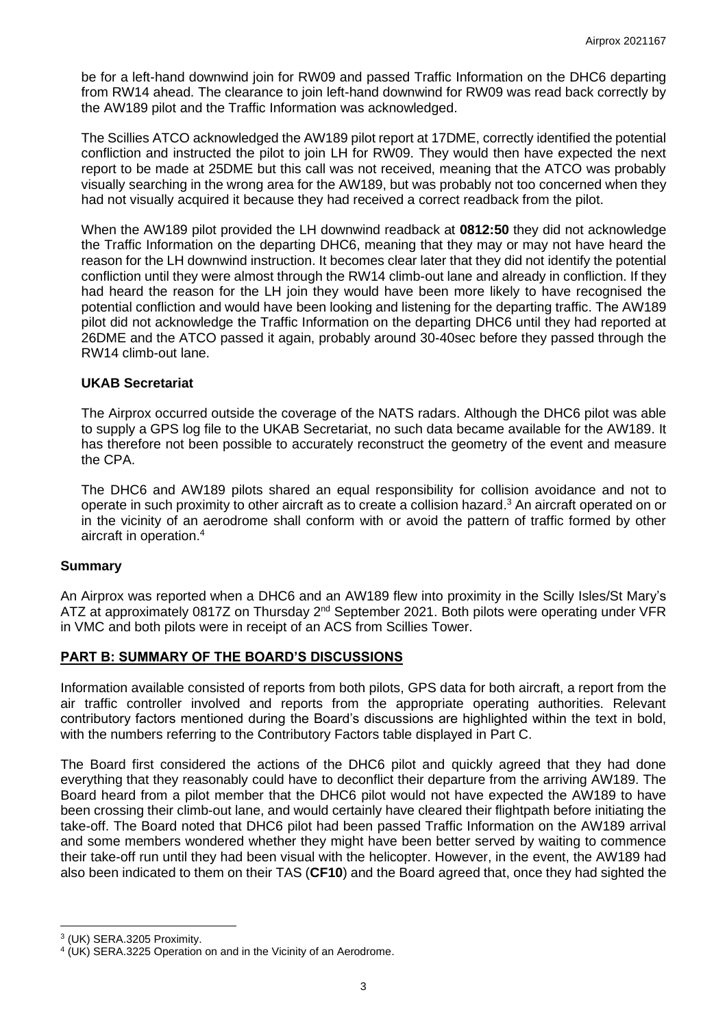be for a left-hand downwind join for RW09 and passed Traffic Information on the DHC6 departing from RW14 ahead. The clearance to join left-hand downwind for RW09 was read back correctly by the AW189 pilot and the Traffic Information was acknowledged.

The Scillies ATCO acknowledged the AW189 pilot report at 17DME, correctly identified the potential confliction and instructed the pilot to join LH for RW09. They would then have expected the next report to be made at 25DME but this call was not received, meaning that the ATCO was probably visually searching in the wrong area for the AW189, but was probably not too concerned when they had not visually acquired it because they had received a correct readback from the pilot.

When the AW189 pilot provided the LH downwind readback at **0812:50** they did not acknowledge the Traffic Information on the departing DHC6, meaning that they may or may not have heard the reason for the LH downwind instruction. It becomes clear later that they did not identify the potential confliction until they were almost through the RW14 climb-out lane and already in confliction. If they had heard the reason for the LH join they would have been more likely to have recognised the potential confliction and would have been looking and listening for the departing traffic. The AW189 pilot did not acknowledge the Traffic Information on the departing DHC6 until they had reported at 26DME and the ATCO passed it again, probably around 30-40sec before they passed through the RW14 climb-out lane.

### UKAB Secretariat

The Airprox occurred outside the coverage of the NATS radars. Although the DHC6 pilot was able to supply a GPS log file to the UKAB Secretariat, no such data became available for the AW189. It has therefore not been possible to accurately reconstruct the geometry of the event and measure the CPA.

The DHC6 and AW189 pilots shared an equal responsibility for collision avoidance and not to operate in such proximity to other aircraft as to create a collision hazard.[3] An aircraft operated on or in the vicinity of an aerodrome shall conform with or avoid the pattern of traffic formed by other aircraft in operation.[4]

## Summary

An Airprox was reported when a DHC6 and an AW189 flew into proximity in the Scilly Isles/St Mary's ATZ at approximately 0817Z on Thursday 2nd September 2021. Both pilots were operating under VFR in VMC and both pilots were in receipt of an ACS from Scillies Tower.

## PART B: SUMMARY OF THE BOARD'S DISCUSSIONS

Information available consisted of reports from both pilots, GPS data for both aircraft, a report from the air traffic controller involved and reports from the appropriate operating authorities. Relevant contributory factors mentioned during the Board's discussions are highlighted within the text in bold, with the numbers referring to the Contributory Factors table displayed in Part C.

The Board first considered the actions of the DHC6 pilot and quickly agreed that they had done everything that they reasonably could have to deconflict their departure from the arriving AW189. The Board heard from a pilot member that the DHC6 pilot would not have expected the AW189 to have been crossing their climb-out lane, and would certainly have cleared their flightpath before initiating the take-off. The Board noted that DHC6 pilot had been passed Traffic Information on the AW189 arrival and some members wondered whether they might have been better served by waiting to commence their take-off run until they had been visual with the helicopter. However, in the event, the AW189 had also been indicated to them on their TAS (**CF10**) and the Board agreed that, once they had sighted the

[3] (UK) SERA.3205 Proximity.

[4] (UK) SERA.3225 Operation on and in the Vicinity of an Aerodrome.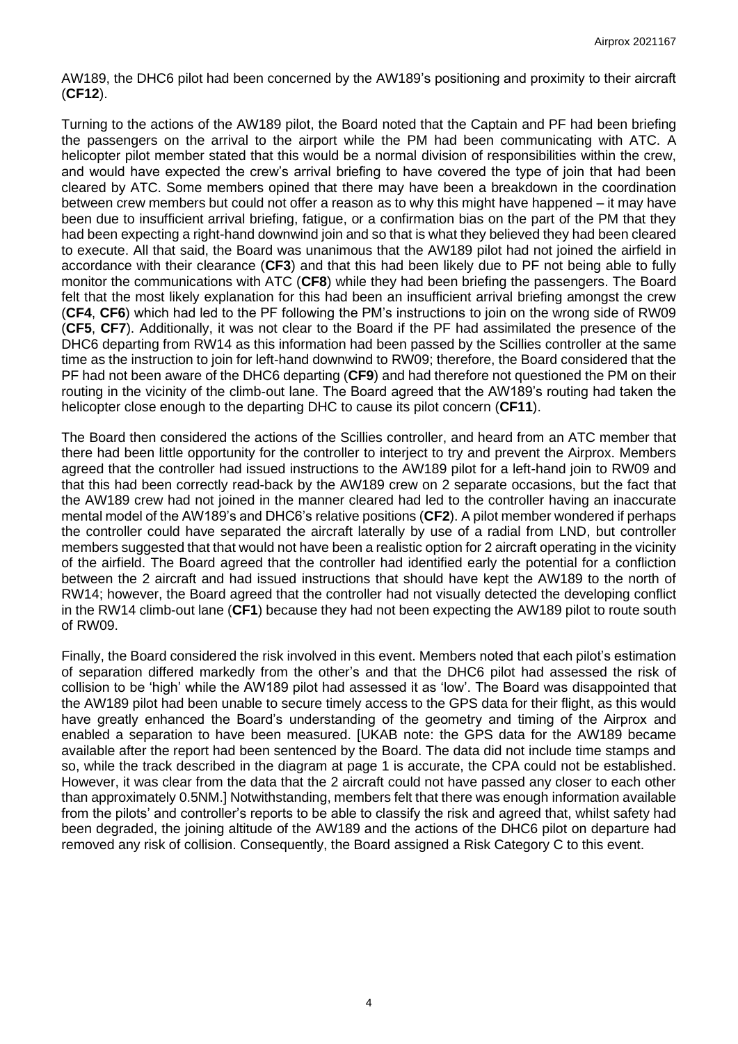AW189, the DHC6 pilot had been concerned by the AW189's positioning and proximity to their aircraft (**CF12**).

Turning to the actions of the AW189 pilot, the Board noted that the Captain and PF had been briefing the passengers on the arrival to the airport while the PM had been communicating with ATC. A helicopter pilot member stated that this would be a normal division of responsibilities within the crew, and would have expected the crew's arrival briefing to have covered the type of join that had been cleared by ATC. Some members opined that there may have been a breakdown in the coordination between crew members but could not offer a reason as to why this might have happened – it may have been due to insufficient arrival briefing, fatigue, or a confirmation bias on the part of the PM that they had been expecting a right-hand downwind join and so that is what they believed they had been cleared to execute. All that said, the Board was unanimous that the AW189 pilot had not joined the airfield in accordance with their clearance (**CF3**) and that this had been likely due to PF not being able to fully monitor the communications with ATC (**CF8**) while they had been briefing the passengers. The Board felt that the most likely explanation for this had been an insufficient arrival briefing amongst the crew (**CF4**, **CF6**) which had led to the PF following the PM's instructions to join on the wrong side of RW09 (**CF5**, **CF7**). Additionally, it was not clear to the Board if the PF had assimilated the presence of the DHC6 departing from RW14 as this information had been passed by the Scillies controller at the same time as the instruction to join for left-hand downwind to RW09; therefore, the Board considered that the PF had not been aware of the DHC6 departing (**CF9**) and had therefore not questioned the PM on their routing in the vicinity of the climb-out lane. The Board agreed that the AW189's routing had taken the helicopter close enough to the departing DHC to cause its pilot concern (**CF11**).

The Board then considered the actions of the Scillies controller, and heard from an ATC member that there had been little opportunity for the controller to interject to try and prevent the Airprox. Members agreed that the controller had issued instructions to the AW189 pilot for a left-hand join to RW09 and that this had been correctly read-back by the AW189 crew on 2 separate occasions, but the fact that the AW189 crew had not joined in the manner cleared had led to the controller having an inaccurate mental model of the AW189's and DHC6's relative positions (**CF2**). A pilot member wondered if perhaps the controller could have separated the aircraft laterally by use of a radial from LND, but controller members suggested that that would not have been a realistic option for 2 aircraft operating in the vicinity of the airfield. The Board agreed that the controller had identified early the potential for a confliction between the 2 aircraft and had issued instructions that should have kept the AW189 to the north of RW14; however, the Board agreed that the controller had not visually detected the developing conflict in the RW14 climb-out lane (**CF1**) because they had not been expecting the AW189 pilot to route south of RW09.

Finally, the Board considered the risk involved in this event. Members noted that each pilot's estimation of separation differed markedly from the other's and that the DHC6 pilot had assessed the risk of collision to be 'high' while the AW189 pilot had assessed it as 'low'. The Board was disappointed that the AW189 pilot had been unable to secure timely access to the GPS data for their flight, as this would have greatly enhanced the Board's understanding of the geometry and timing of the Airprox and enabled a separation to have been measured. [UKAB note: the GPS data for the AW189 became available after the report had been sentenced by the Board. The data did not include time stamps and so, while the track described in the diagram at page 1 is accurate, the CPA could not be established. However, it was clear from the data that the 2 aircraft could not have passed any closer to each other than approximately 0.5NM.] Notwithstanding, members felt that there was enough information available from the pilots' and controller's reports to be able to classify the risk and agreed that, whilst safety had been degraded, the joining altitude of the AW189 and the actions of the DHC6 pilot on departure had removed any risk of collision. Consequently, the Board assigned a Risk Category C to this event.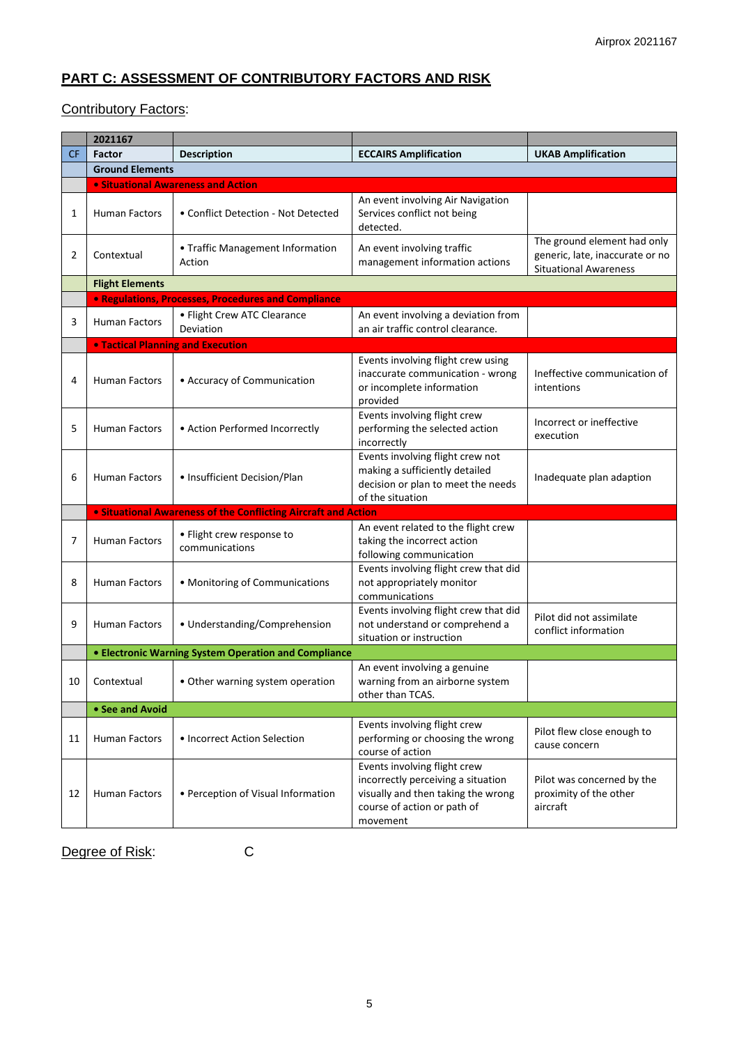## PART C: ASSESSMENT OF CONTRIBUTORY FACTORS AND RISK

Contributory Factors:

| | 2021167 | | | |
|---|---|---|---|---|
| CF | Factor | Description | ECCAIRS Amplification | UKAB Amplification |
| | **Ground Elements** | | | |
| | **• Situational Awareness and Action** | | | |
| 1 | Human Factors | • Conflict Detection - Not Detected | An event involving Air Navigation Services conflict not being detected. | |
| 2 | Contextual | • Traffic Management Information Action | An event involving traffic management information actions | The ground element had only generic, late, inaccurate or no Situational Awareness |
| | **Flight Elements** | | | |
| | **• Regulations, Processes, Procedures and Compliance** | | | |
| 3 | Human Factors | • Flight Crew ATC Clearance Deviation | An event involving a deviation from an air traffic control clearance. | |
| | **• Tactical Planning and Execution** | | | |
| 4 | Human Factors | • Accuracy of Communication | Events involving flight crew using inaccurate communication - wrong or incomplete information provided | Ineffective communication of intentions |
| 5 | Human Factors | • Action Performed Incorrectly | Events involving flight crew performing the selected action incorrectly | Incorrect or ineffective execution |
| 6 | Human Factors | • Insufficient Decision/Plan | Events involving flight crew not making a sufficiently detailed decision or plan to meet the needs of the situation | Inadequate plan adaption |
| | **• Situational Awareness of the Conflicting Aircraft and Action** | | | |
| 7 | Human Factors | • Flight crew response to communications | An event related to the flight crew taking the incorrect action following communication | |
| 8 | Human Factors | • Monitoring of Communications | Events involving flight crew that did not appropriately monitor communications | |
| 9 | Human Factors | • Understanding/Comprehension | Events involving flight crew that did not understand or comprehend a situation or instruction | Pilot did not assimilate conflict information |
| | **• Electronic Warning System Operation and Compliance** | | | |
| 10 | Contextual | • Other warning system operation | An event involving a genuine warning from an airborne system other than TCAS. | |
| | **• See and Avoid** | | | |
| 11 | Human Factors | • Incorrect Action Selection | Events involving flight crew performing or choosing the wrong course of action | Pilot flew close enough to cause concern |
| 12 | Human Factors | • Perception of Visual Information | Events involving flight crew incorrectly perceiving a situation visually and then taking the wrong course of action or path of movement | Pilot was concerned by the proximity of the other aircraft |

Degree of Risk: C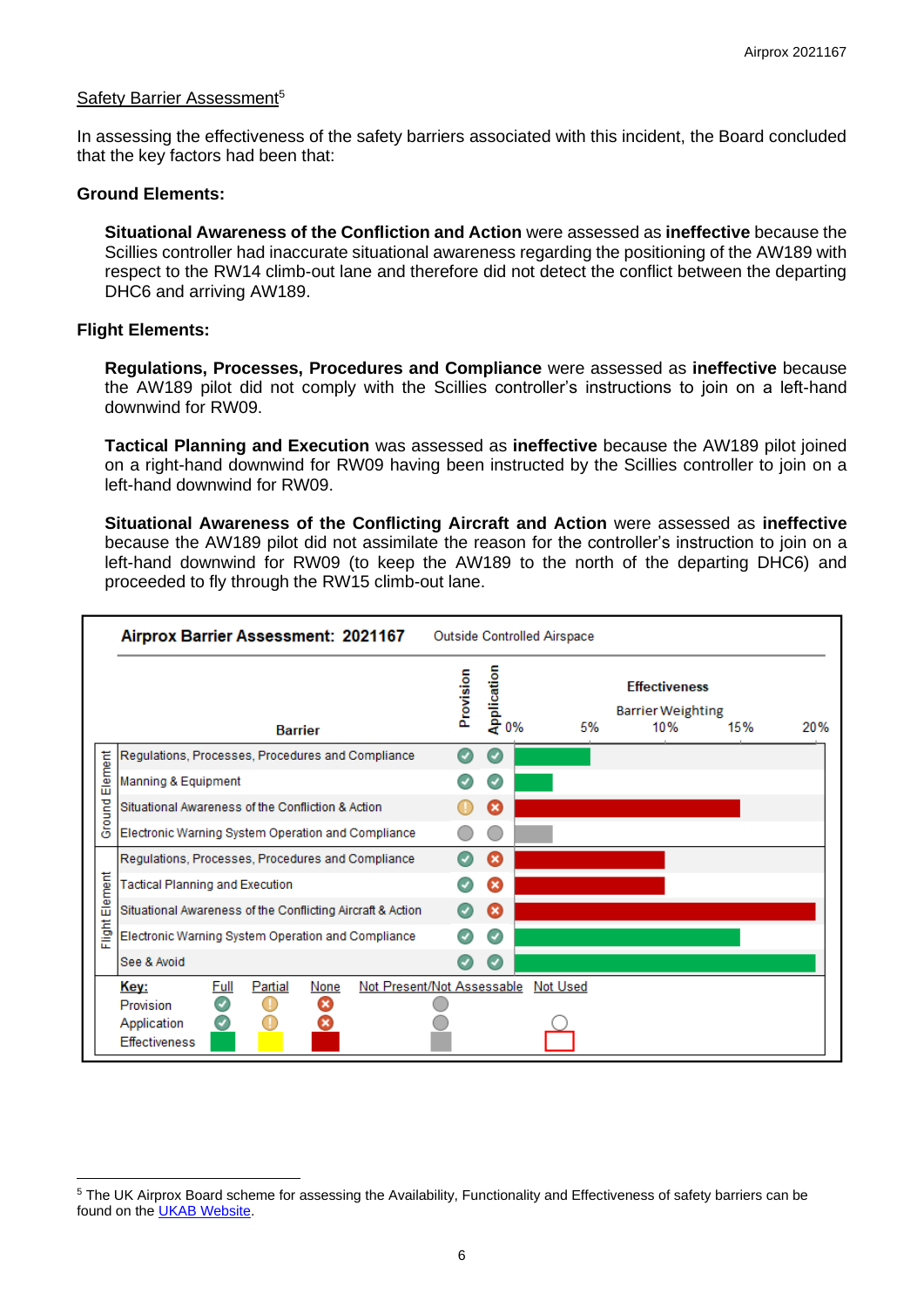Safety Barrier Assessment[5]

In assessing the effectiveness of the safety barriers associated with this incident, the Board concluded that the key factors had been that:

**Ground Elements:**

**Situational Awareness of the Confliction and Action** were assessed as **ineffective** because the Scillies controller had inaccurate situational awareness regarding the positioning of the AW189 with respect to the RW14 climb-out lane and therefore did not detect the conflict between the departing DHC6 and arriving AW189.

**Flight Elements:**

**Regulations, Processes, Procedures and Compliance** were assessed as **ineffective** because the AW189 pilot did not comply with the Scillies controller's instructions to join on a left-hand downwind for RW09.

**Tactical Planning and Execution** was assessed as **ineffective** because the AW189 pilot joined on a right-hand downwind for RW09 having been instructed by the Scillies controller to join on a left-hand downwind for RW09.

**Situational Awareness of the Conflicting Aircraft and Action** were assessed as **ineffective** because the AW189 pilot did not assimilate the reason for the controller's instruction to join on a left-hand downwind for RW09 (to keep the AW189 to the north of the departing DHC6) and proceeded to fly through the RW15 climb-out lane.

**Airprox Barrier Assessment: 2021167**

Outside Controlled Airspace

Barrier

Provision

Application

Effectiveness

Barrier Weighting

0%

5%

10%

15%

20%

Ground Element

Regulations, Processes, Procedures and Compliance

Manning & Equipment

Situational Awareness of the Confliction & Action

Electronic Warning System Operation and Compliance

Flight Element

Regulations, Processes, Procedures and Compliance

Tactical Planning and Execution

Situational Awareness of the Conflicting Aircraft & Action

Electronic Warning System Operation and Compliance

See & Avoid

Key: Full Partial None Not Present/Not Assessable Not Used

Provision

Application

Effectiveness

[5] The UK Airprox Board scheme for assessing the Availability, Functionality and Effectiveness of safety barriers can be found on the UKAB Website.